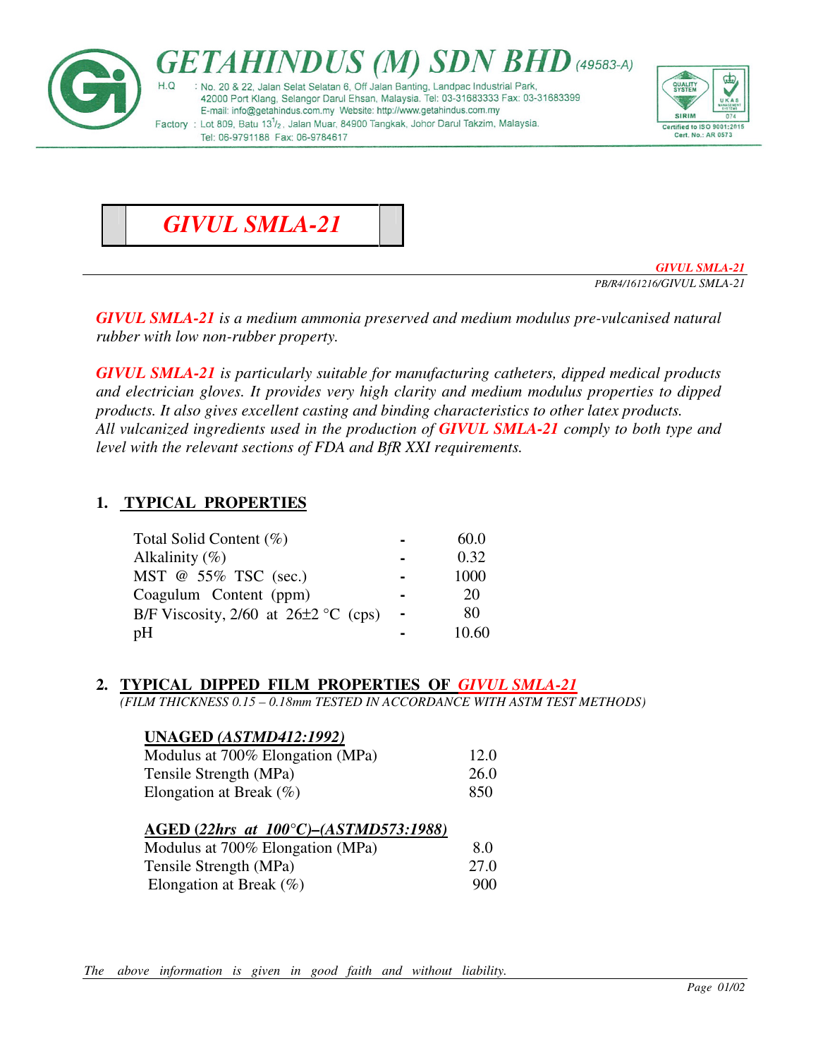# GETAHINDUS (M) SDN BHD (49583-A)

H.Q : No. 20 & 22, Jalan Selat Selatan 6, Off Jalan Banting, Landpac Industrial Park, 42000 Port Klang, Selangor Darul Ehsan, Malaysia. Tel: 03-31683333 Fax: 03-31683399
E-mail: info@getahindus.com.my Website: http://www.getahindus.com.my

Factory : Lot 809, Batu 13½, Jalan Muar, 84900 Tangkak, Johor Darul Takzim, Malaysia.
Tel: 06-9791188 Fax: 06-9784617

Certified to ISO 9001:2015
Cert. No.: AR 0573

## *GIVUL SMLA-21*

*GIVUL SMLA-21*
*PB/R4/161216/GIVUL SMLA-21*

***GIVUL SMLA-21*** *is a medium ammonia preserved and medium modulus pre-vulcanised natural rubber with low non-rubber property.*

***GIVUL SMLA-21*** *is particularly suitable for manufacturing catheters, dipped medical products and electrician gloves. It provides very high clarity and medium modulus properties to dipped products. It also gives excellent casting and binding characteristics to other latex products.*
*All vulcanized ingredients used in the production of* ***GIVUL SMLA-21*** *comply to both type and level with the relevant sections of FDA and BfR XXI requirements.*

### 1. TYPICAL PROPERTIES

| Property | | Value |
|---|---|---|
| Total Solid Content (%) | - | 60.0 |
| Alkalinity (%) | - | 0.32 |
| MST @ 55% TSC (sec.) | - | 1000 |
| Coagulum Content (ppm) | - | 20 |
| B/F Viscosity, 2/60 at 26±2 °C (cps) | - | 80 |
| pH | - | 10.60 |

### 2. TYPICAL DIPPED FILM PROPERTIES OF *GIVUL SMLA-21*

*(FILM THICKNESS 0.15 – 0.18mm TESTED IN ACCORDANCE WITH ASTM TEST METHODS)*

**UNAGED *(ASTMD412:1992)***

| Property | Value |
|---|---|
| Modulus at 700% Elongation (MPa) | 12.0 |
| Tensile Strength (MPa) | 26.0 |
| Elongation at Break (%) | 850 |

**AGED *(22hrs at 100°C)–(ASTMD573:1988)***

| Property | Value |
|---|---|
| Modulus at 700% Elongation (MPa) | 8.0 |
| Tensile Strength (MPa) | 27.0 |
| Elongation at Break (%) | 900 |

*The above information is given in good faith and without liability.*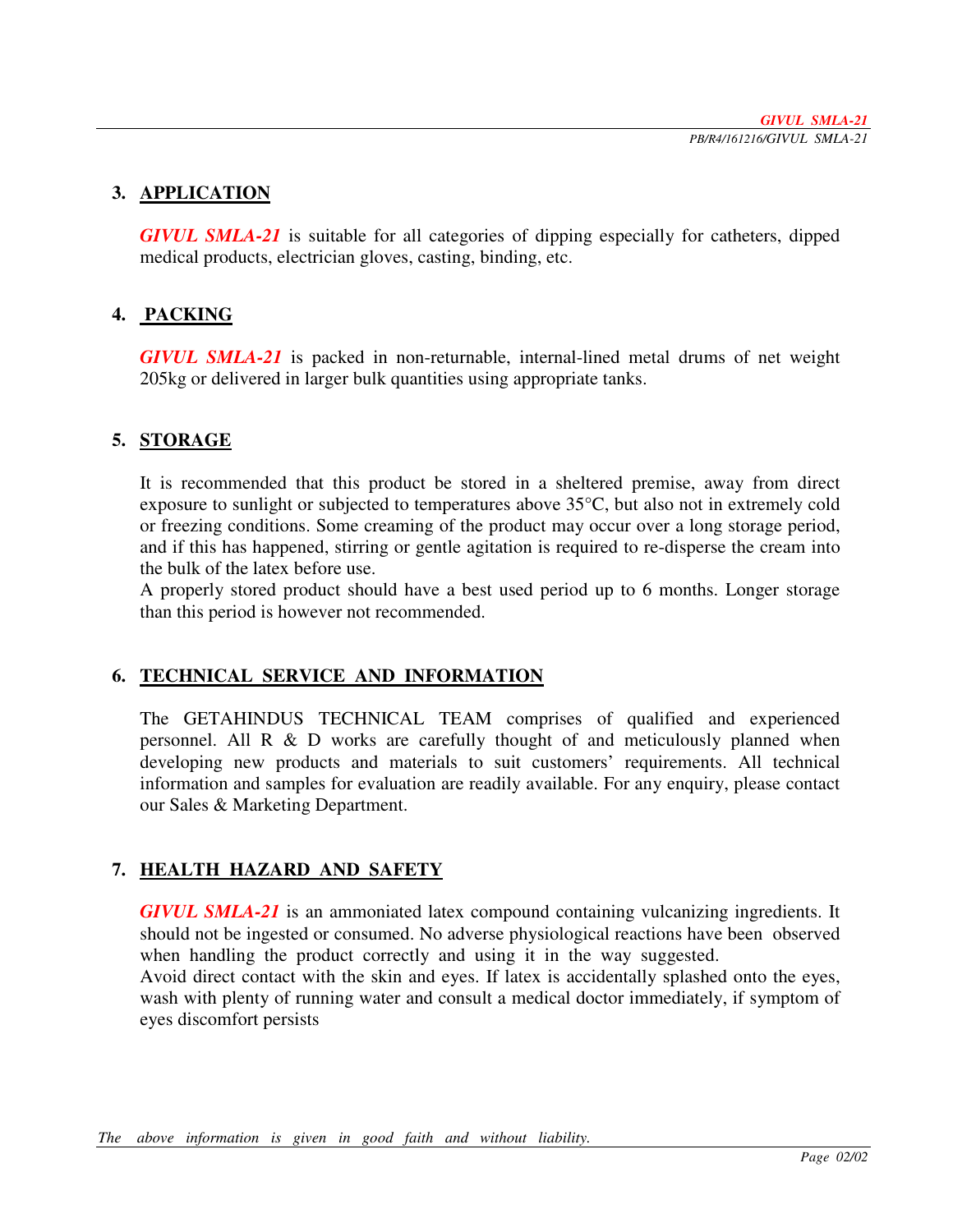## 3. APPLICATION

***GIVUL SMLA-21*** is suitable for all categories of dipping especially for catheters, dipped medical products, electrician gloves, casting, binding, etc.

## 4. PACKING

***GIVUL SMLA-21*** is packed in non-returnable, internal-lined metal drums of net weight 205kg or delivered in larger bulk quantities using appropriate tanks.

## 5. STORAGE

It is recommended that this product be stored in a sheltered premise, away from direct exposure to sunlight or subjected to temperatures above 35°C, but also not in extremely cold or freezing conditions. Some creaming of the product may occur over a long storage period, and if this has happened, stirring or gentle agitation is required to re-disperse the cream into the bulk of the latex before use.

A properly stored product should have a best used period up to 6 months. Longer storage than this period is however not recommended.

## 6. TECHNICAL SERVICE AND INFORMATION

The GETAHINDUS TECHNICAL TEAM comprises of qualified and experienced personnel. All R & D works are carefully thought of and meticulously planned when developing new products and materials to suit customers' requirements. All technical information and samples for evaluation are readily available. For any enquiry, please contact our Sales & Marketing Department.

## 7. HEALTH HAZARD AND SAFETY

***GIVUL SMLA-21*** is an ammoniated latex compound containing vulcanizing ingredients. It should not be ingested or consumed. No adverse physiological reactions have been observed when handling the product correctly and using it in the way suggested.

Avoid direct contact with the skin and eyes. If latex is accidentally splashed onto the eyes, wash with plenty of running water and consult a medical doctor immediately, if symptom of eyes discomfort persists

*The above information is given in good faith and without liability.*